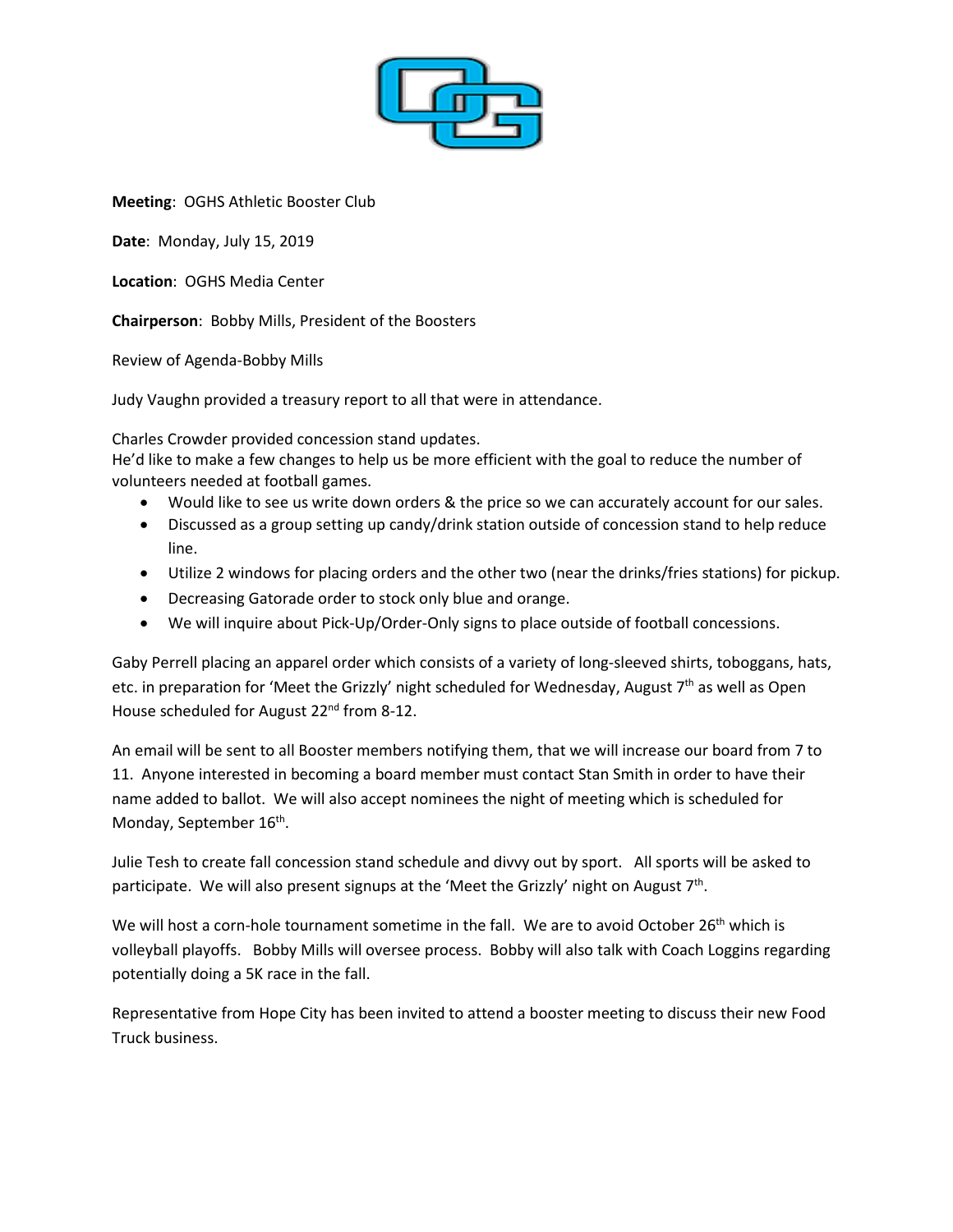**Meeting**: OGHS Athletic Booster Club

**Date**: Monday, July 15, 2019

**Location**: OGHS Media Center

**Chairperson**: Bobby Mills, President of the Boosters

Review of Agenda-Bobby Mills

Judy Vaughn provided a treasury report to all that were in attendance.

Charles Crowder provided concession stand updates.
He'd like to make a few changes to help us be more efficient with the goal to reduce the number of volunteers needed at football games.

- Would like to see us write down orders & the price so we can accurately account for our sales.
- Discussed as a group setting up candy/drink station outside of concession stand to help reduce line.
- Utilize 2 windows for placing orders and the other two (near the drinks/fries stations) for pickup.
- Decreasing Gatorade order to stock only blue and orange.
- We will inquire about Pick-Up/Order-Only signs to place outside of football concessions.

Gaby Perrell placing an apparel order which consists of a variety of long-sleeved shirts, toboggans, hats, etc. in preparation for 'Meet the Grizzly' night scheduled for Wednesday, August 7th as well as Open House scheduled for August 22nd from 8-12.

An email will be sent to all Booster members notifying them, that we will increase our board from 7 to 11. Anyone interested in becoming a board member must contact Stan Smith in order to have their name added to ballot. We will also accept nominees the night of meeting which is scheduled for Monday, September 16th.

Julie Tesh to create fall concession stand schedule and divvy out by sport. All sports will be asked to participate. We will also present signups at the 'Meet the Grizzly' night on August 7th.

We will host a corn-hole tournament sometime in the fall. We are to avoid October 26th which is volleyball playoffs. Bobby Mills will oversee process. Bobby will also talk with Coach Loggins regarding potentially doing a 5K race in the fall.

Representative from Hope City has been invited to attend a booster meeting to discuss their new Food Truck business.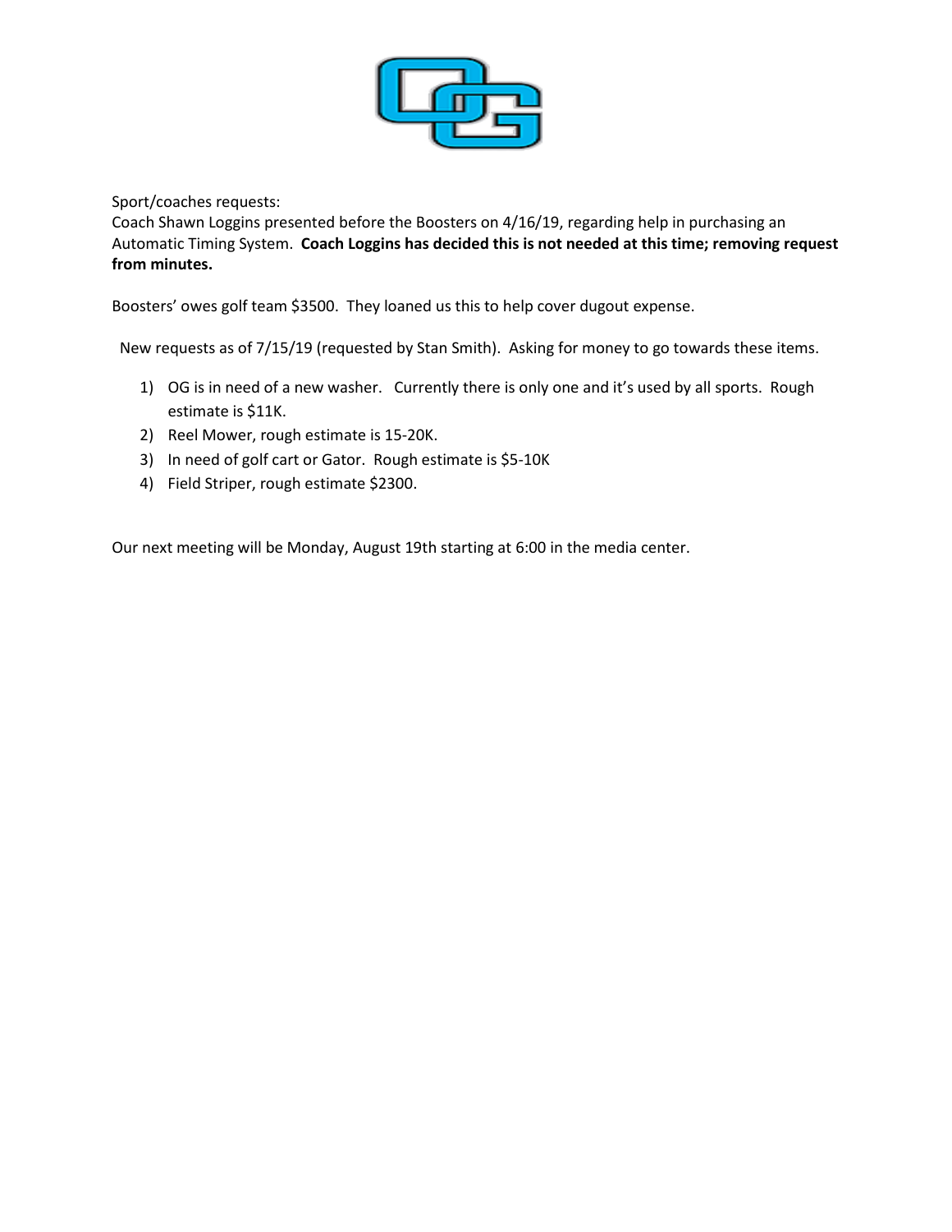Sport/coaches requests:
Coach Shawn Loggins presented before the Boosters on 4/16/19, regarding help in purchasing an Automatic Timing System. **Coach Loggins has decided this is not needed at this time; removing request from minutes.**

Boosters' owes golf team $3500. They loaned us this to help cover dugout expense.

New requests as of 7/15/19 (requested by Stan Smith). Asking for money to go towards these items.

1) OG is in need of a new washer. Currently there is only one and it's used by all sports. Rough estimate is $11K.
2) Reel Mower, rough estimate is 15-20K.
3) In need of golf cart or Gator. Rough estimate is $5-10K
4) Field Striper, rough estimate $2300.

Our next meeting will be Monday, August 19th starting at 6:00 in the media center.